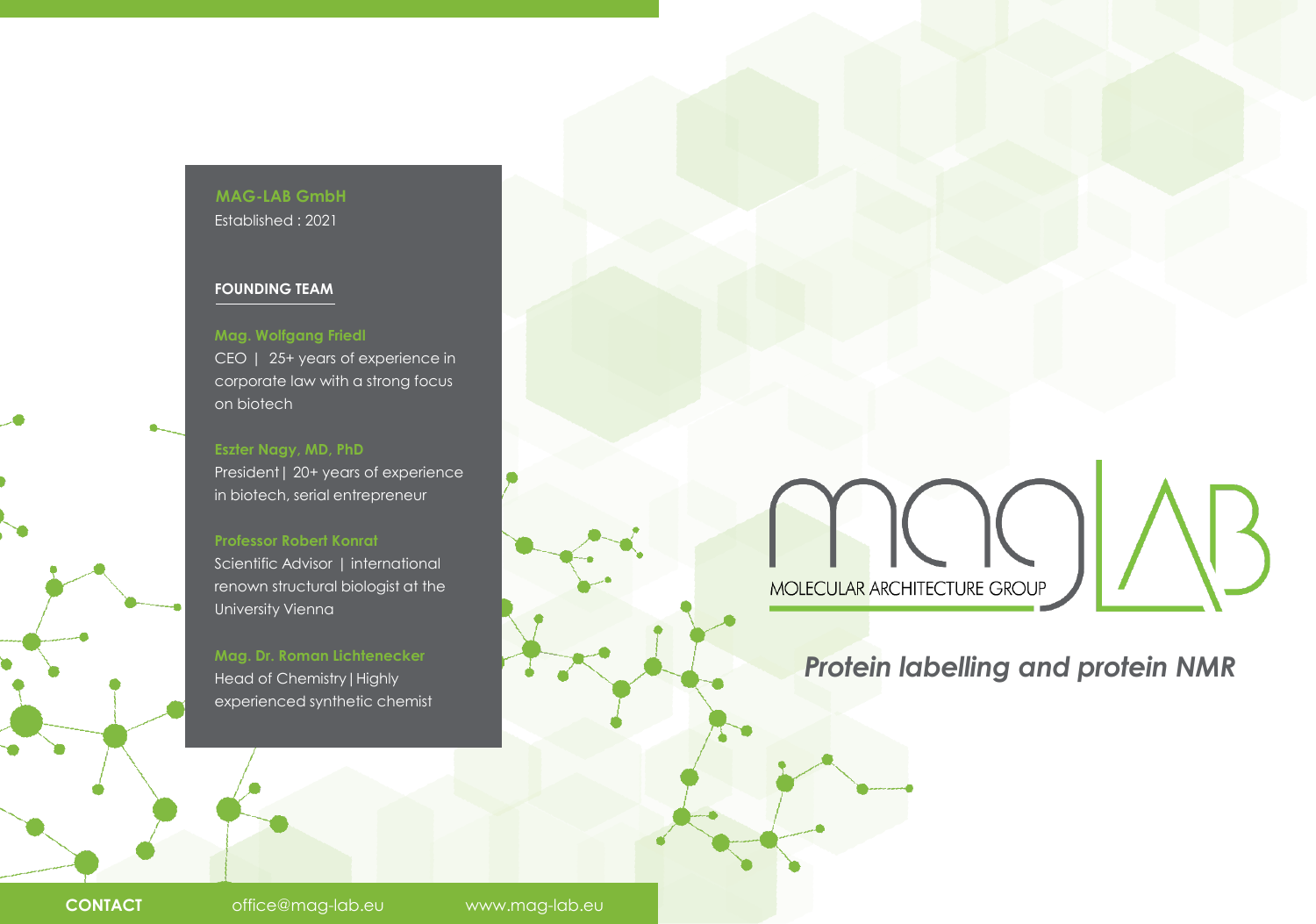**MAG-LAB GmbH**
Established : 2021

## FOUNDING TEAM

**Mag. Wolfgang Friedl**
CEO | 25+ years of experience in corporate law with a strong focus on biotech

**Eszter Nagy, MD, PhD**
President | 20+ years of experience in biotech, serial entrepreneur

**Professor Robert Konrat**
Scientific Advisor | international renown structural biologist at the University Vienna

**Mag. Dr. Roman Lichtenecker**
Head of Chemistry | Highly experienced synthetic chemist

# magLAB

MOLECULAR ARCHITECTURE GROUP

***Protein labelling and protein NMR***

**CONTACT** office@mag-lab.eu www.mag-lab.eu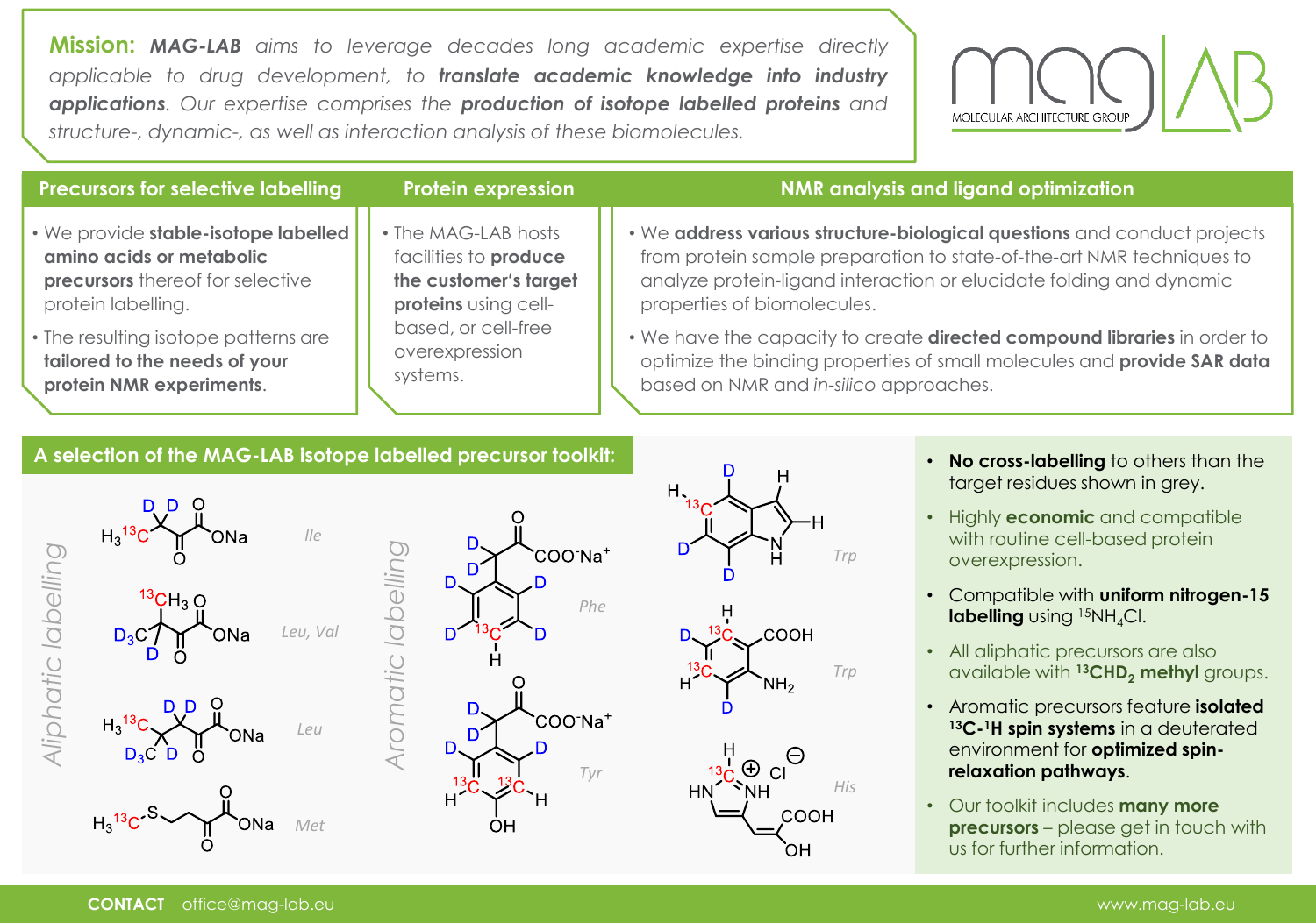**Mission:** ***MAG-LAB*** *aims to leverage decades long academic expertise directly applicable to drug development, to* ***translate academic knowledge into industry applications****. Our expertise comprises the* ***production of isotope labelled proteins*** *and structure-, dynamic-, as well as interaction analysis of these biomolecules.*

MAG LAB
MOLECULAR ARCHITECTURE GROUP

## Precursors for selective labelling

- We provide **stable-isotope labelled amino acids or metabolic precursors** thereof for selective protein labelling.
- The resulting isotope patterns are **tailored to the needs of your protein NMR experiments**.

## Protein expression

- The MAG-LAB hosts facilities to **produce the customer's target proteins** using cell-based, or cell-free overexpression systems.

## NMR analysis and ligand optimization

- We **address various structure-biological questions** and conduct projects from protein sample preparation to state-of-the-art NMR techniques to analyze protein-ligand interaction or elucidate folding and dynamic properties of biomolecules.
- We have the capacity to create **directed compound libraries** in order to optimize the binding properties of small molecules and **provide SAR data** based on NMR and *in-silico* approaches.

## A selection of the MAG-LAB isotope labelled precursor toolkit:

Aliphatic labelling

Ile

Leu, Val

Leu

Met

Aromatic labelling

Phe

Tyr

Trp

Trp

His

- **No cross-labelling** to others than the target residues shown in grey.
- Highly **economic** and compatible with routine cell-based protein overexpression.
- Compatible with **uniform nitrogen-15 labelling** using $^{15}NH_4Cl$.
- All aliphatic precursors are also available with $^{13}$**$CHD_2$ methyl** groups.
- Aromatic precursors feature **isolated $^{13}C$-$^{1}H$ spin systems** in a deuterated environment for **optimized spin-relaxation pathways**.
- Our toolkit includes **many more precursors** – please get in touch with us for further information.

**CONTACT** office@mag-lab.eu www.mag-lab.eu